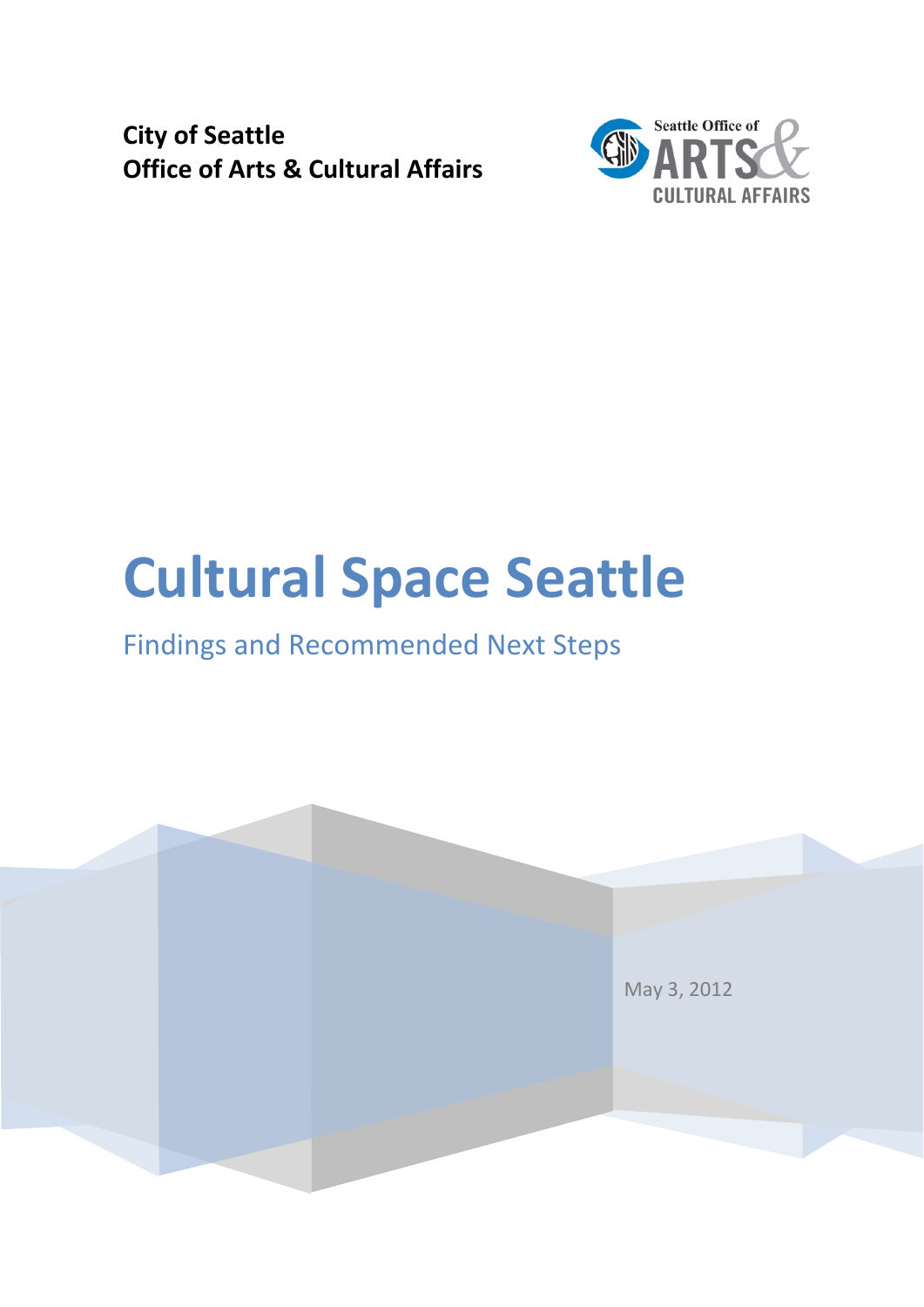**City of Seattle**
**Office of Arts & Cultural Affairs**

# Cultural Space Seattle

## Findings and Recommended Next Steps

May 3, 2012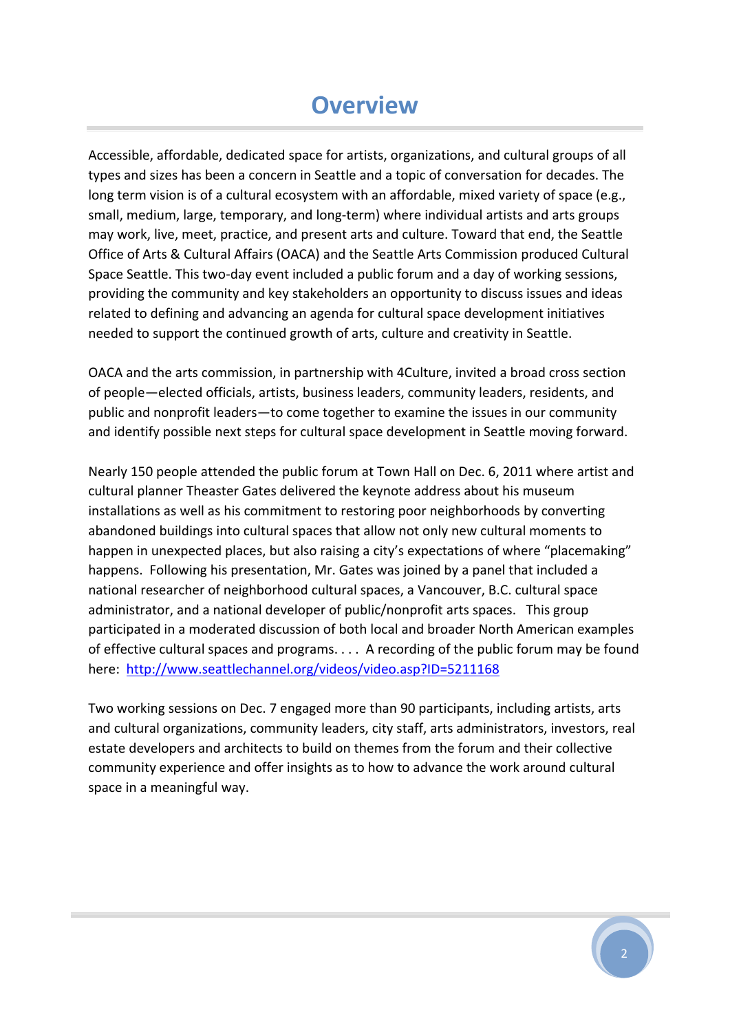# Overview

Accessible, affordable, dedicated space for artists, organizations, and cultural groups of all types and sizes has been a concern in Seattle and a topic of conversation for decades. The long term vision is of a cultural ecosystem with an affordable, mixed variety of space (e.g., small, medium, large, temporary, and long-term) where individual artists and arts groups may work, live, meet, practice, and present arts and culture. Toward that end, the Seattle Office of Arts & Cultural Affairs (OACA) and the Seattle Arts Commission produced Cultural Space Seattle. This two-day event included a public forum and a day of working sessions, providing the community and key stakeholders an opportunity to discuss issues and ideas related to defining and advancing an agenda for cultural space development initiatives needed to support the continued growth of arts, culture and creativity in Seattle.

OACA and the arts commission, in partnership with 4Culture, invited a broad cross section of people—elected officials, artists, business leaders, community leaders, residents, and public and nonprofit leaders—to come together to examine the issues in our community and identify possible next steps for cultural space development in Seattle moving forward.

Nearly 150 people attended the public forum at Town Hall on Dec. 6, 2011 where artist and cultural planner Theaster Gates delivered the keynote address about his museum installations as well as his commitment to restoring poor neighborhoods by converting abandoned buildings into cultural spaces that allow not only new cultural moments to happen in unexpected places, but also raising a city's expectations of where "placemaking" happens. Following his presentation, Mr. Gates was joined by a panel that included a national researcher of neighborhood cultural spaces, a Vancouver, B.C. cultural space administrator, and a national developer of public/nonprofit arts spaces. This group participated in a moderated discussion of both local and broader North American examples of effective cultural spaces and programs. . . . A recording of the public forum may be found here: [http://www.seattlechannel.org/videos/video.asp?ID=5211168](http://www.seattlechannel.org/videos/video.asp?ID=5211168)

Two working sessions on Dec. 7 engaged more than 90 participants, including artists, arts and cultural organizations, community leaders, city staff, arts administrators, investors, real estate developers and architects to build on themes from the forum and their collective community experience and offer insights as to how to advance the work around cultural space in a meaningful way.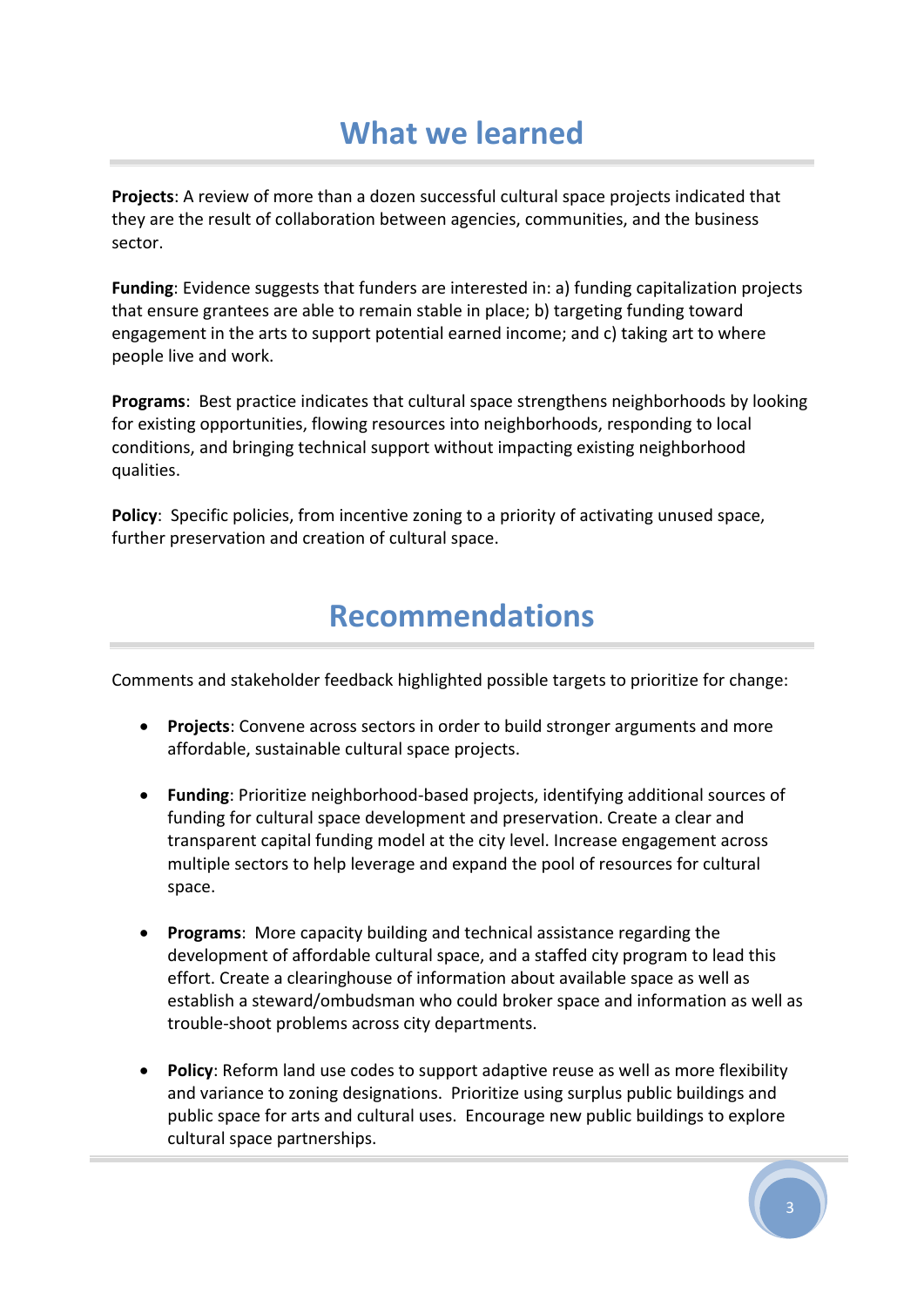# What we learned

**Projects**: A review of more than a dozen successful cultural space projects indicated that they are the result of collaboration between agencies, communities, and the business sector.

**Funding**: Evidence suggests that funders are interested in: a) funding capitalization projects that ensure grantees are able to remain stable in place; b) targeting funding toward engagement in the arts to support potential earned income; and c) taking art to where people live and work.

**Programs**: Best practice indicates that cultural space strengthens neighborhoods by looking for existing opportunities, flowing resources into neighborhoods, responding to local conditions, and bringing technical support without impacting existing neighborhood qualities.

**Policy**: Specific policies, from incentive zoning to a priority of activating unused space, further preservation and creation of cultural space.

# Recommendations

Comments and stakeholder feedback highlighted possible targets to prioritize for change:

- **Projects**: Convene across sectors in order to build stronger arguments and more affordable, sustainable cultural space projects.

- **Funding**: Prioritize neighborhood-based projects, identifying additional sources of funding for cultural space development and preservation. Create a clear and transparent capital funding model at the city level. Increase engagement across multiple sectors to help leverage and expand the pool of resources for cultural space.

- **Programs**: More capacity building and technical assistance regarding the development of affordable cultural space, and a staffed city program to lead this effort. Create a clearinghouse of information about available space as well as establish a steward/ombudsman who could broker space and information as well as trouble-shoot problems across city departments.

- **Policy**: Reform land use codes to support adaptive reuse as well as more flexibility and variance to zoning designations. Prioritize using surplus public buildings and public space for arts and cultural uses. Encourage new public buildings to explore cultural space partnerships.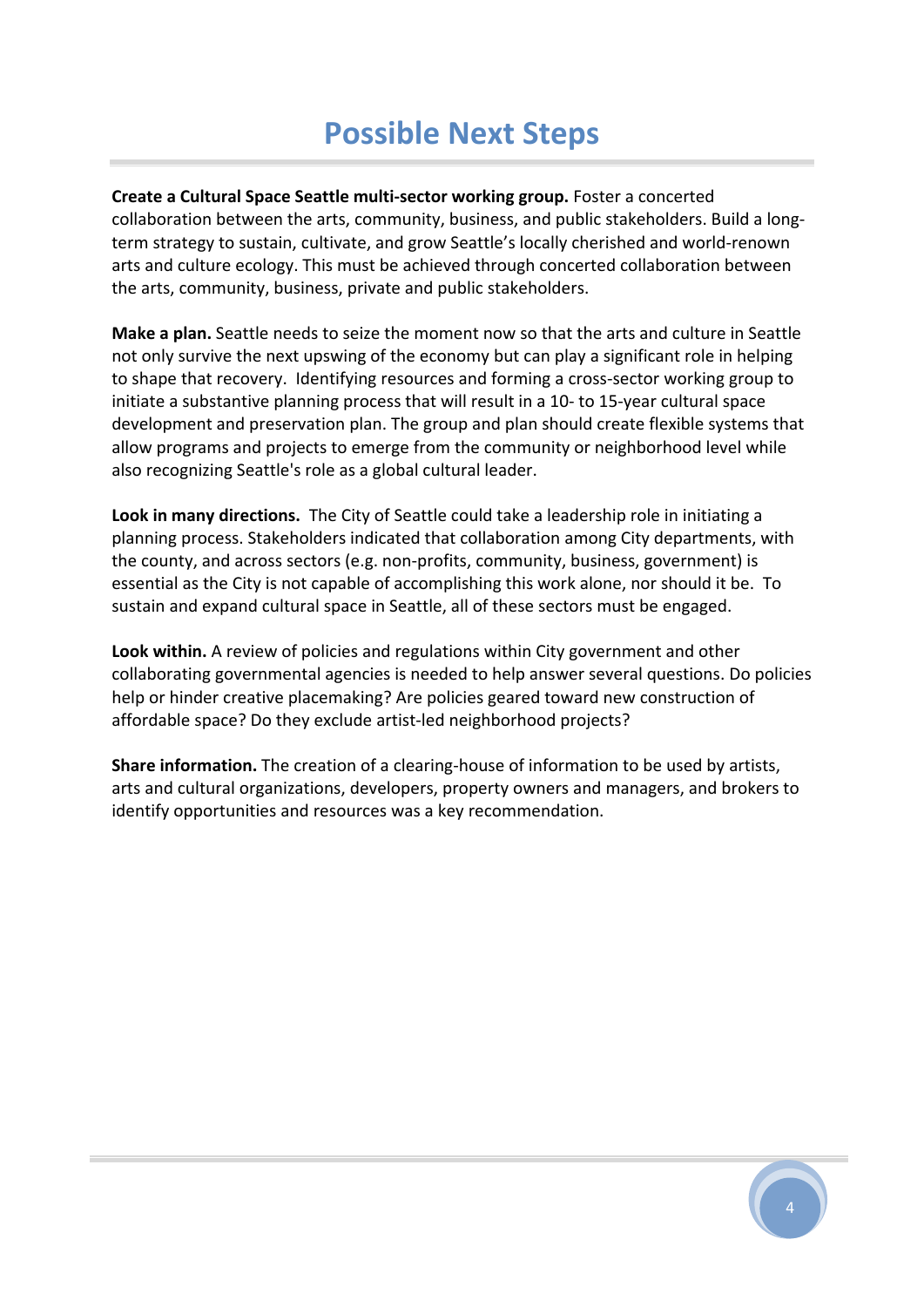# Possible Next Steps

**Create a Cultural Space Seattle multi-sector working group.** Foster a concerted collaboration between the arts, community, business, and public stakeholders. Build a long-term strategy to sustain, cultivate, and grow Seattle's locally cherished and world-renown arts and culture ecology. This must be achieved through concerted collaboration between the arts, community, business, private and public stakeholders.

**Make a plan.** Seattle needs to seize the moment now so that the arts and culture in Seattle not only survive the next upswing of the economy but can play a significant role in helping to shape that recovery. Identifying resources and forming a cross-sector working group to initiate a substantive planning process that will result in a 10- to 15-year cultural space development and preservation plan. The group and plan should create flexible systems that allow programs and projects to emerge from the community or neighborhood level while also recognizing Seattle's role as a global cultural leader.

**Look in many directions.** The City of Seattle could take a leadership role in initiating a planning process. Stakeholders indicated that collaboration among City departments, with the county, and across sectors (e.g. non-profits, community, business, government) is essential as the City is not capable of accomplishing this work alone, nor should it be. To sustain and expand cultural space in Seattle, all of these sectors must be engaged.

**Look within.** A review of policies and regulations within City government and other collaborating governmental agencies is needed to help answer several questions. Do policies help or hinder creative placemaking? Are policies geared toward new construction of affordable space? Do they exclude artist-led neighborhood projects?

**Share information.** The creation of a clearing-house of information to be used by artists, arts and cultural organizations, developers, property owners and managers, and brokers to identify opportunities and resources was a key recommendation.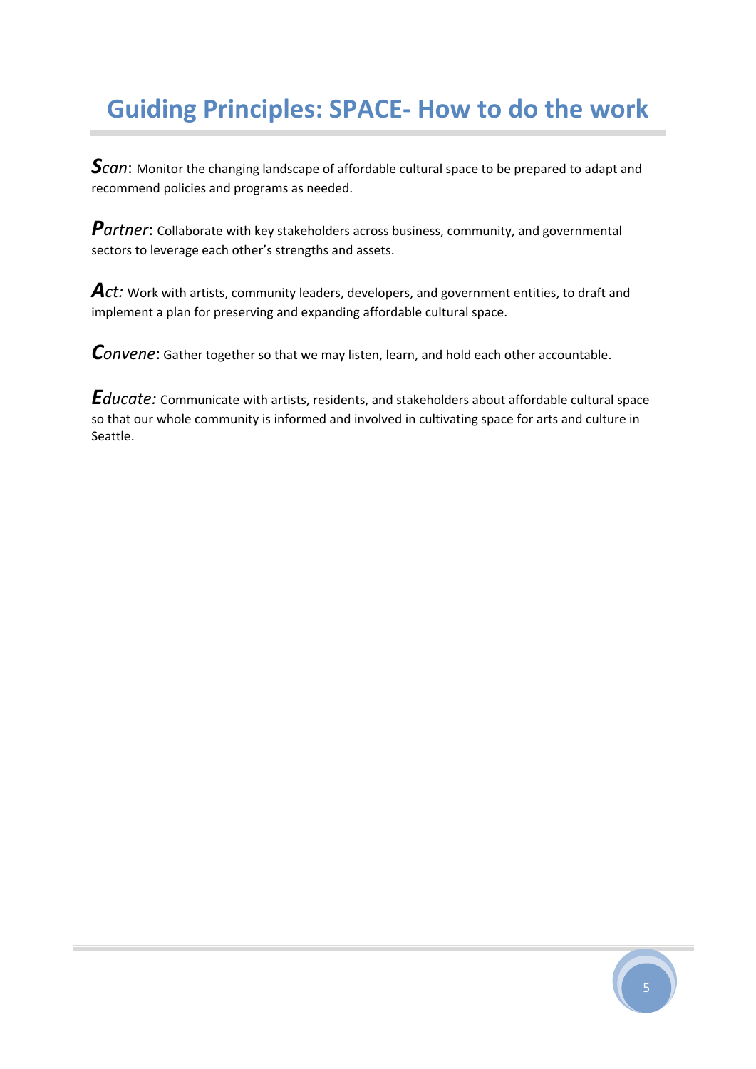# Guiding Principles: SPACE- How to do the work

***S****can*: Monitor the changing landscape of affordable cultural space to be prepared to adapt and recommend policies and programs as needed.

***P****artner*: Collaborate with key stakeholders across business, community, and governmental sectors to leverage each other's strengths and assets.

***A****ct:* Work with artists, community leaders, developers, and government entities, to draft and implement a plan for preserving and expanding affordable cultural space.

***C****onvene*: Gather together so that we may listen, learn, and hold each other accountable.

***E****ducate:* Communicate with artists, residents, and stakeholders about affordable cultural space so that our whole community is informed and involved in cultivating space for arts and culture in Seattle.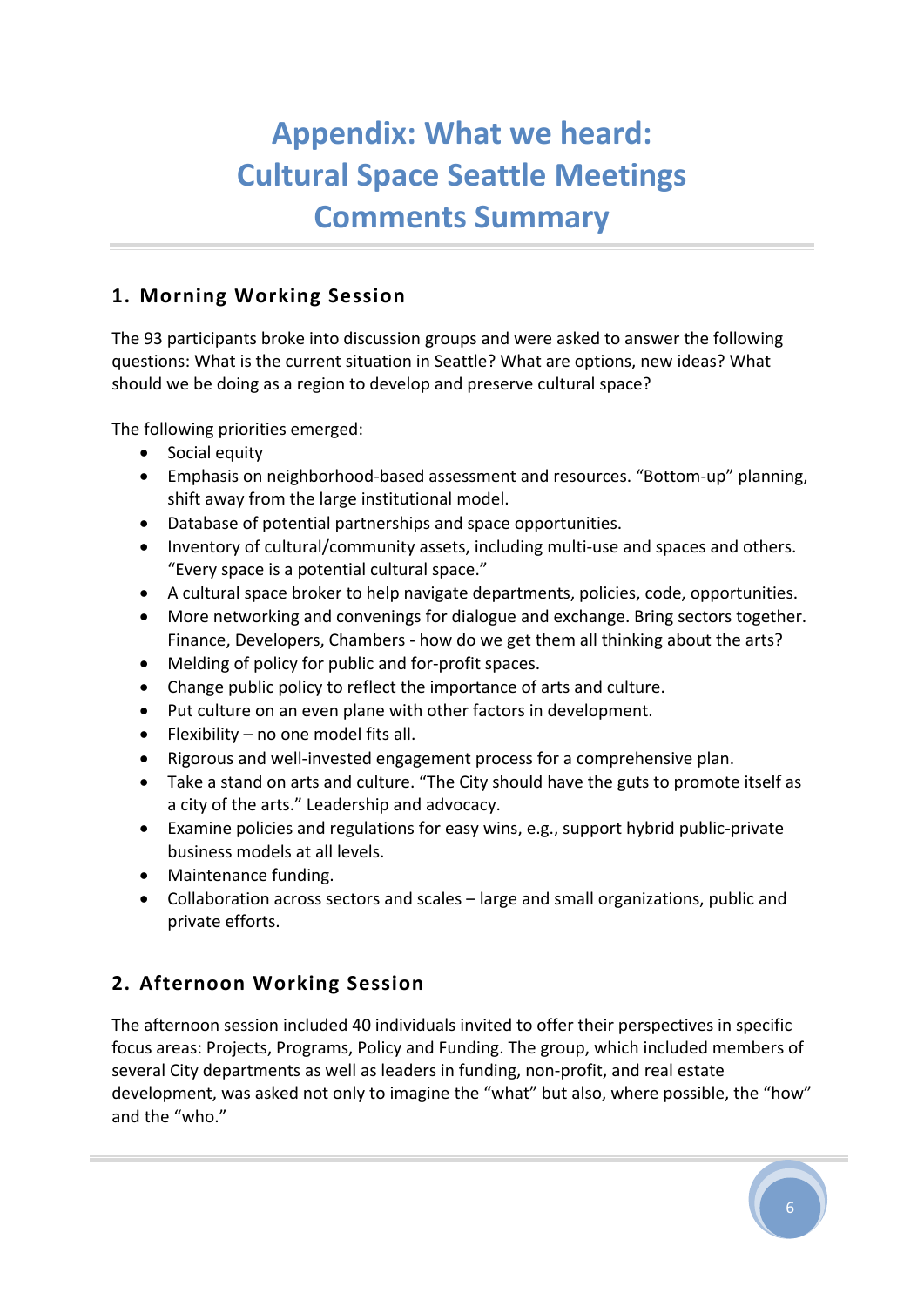# Appendix: What we heard: Cultural Space Seattle Meetings Comments Summary

## 1. Morning Working Session

The 93 participants broke into discussion groups and were asked to answer the following questions: What is the current situation in Seattle? What are options, new ideas? What should we be doing as a region to develop and preserve cultural space?

The following priorities emerged:

- Social equity
- Emphasis on neighborhood-based assessment and resources. "Bottom-up" planning, shift away from the large institutional model.
- Database of potential partnerships and space opportunities.
- Inventory of cultural/community assets, including multi-use and spaces and others. "Every space is a potential cultural space."
- A cultural space broker to help navigate departments, policies, code, opportunities.
- More networking and convenings for dialogue and exchange. Bring sectors together. Finance, Developers, Chambers - how do we get them all thinking about the arts?
- Melding of policy for public and for-profit spaces.
- Change public policy to reflect the importance of arts and culture.
- Put culture on an even plane with other factors in development.
- Flexibility – no one model fits all.
- Rigorous and well-invested engagement process for a comprehensive plan.
- Take a stand on arts and culture. "The City should have the guts to promote itself as a city of the arts." Leadership and advocacy.
- Examine policies and regulations for easy wins, e.g., support hybrid public-private business models at all levels.
- Maintenance funding.
- Collaboration across sectors and scales – large and small organizations, public and private efforts.

## 2. Afternoon Working Session

The afternoon session included 40 individuals invited to offer their perspectives in specific focus areas: Projects, Programs, Policy and Funding. The group, which included members of several City departments as well as leaders in funding, non-profit, and real estate development, was asked not only to imagine the "what" but also, where possible, the "how" and the "who."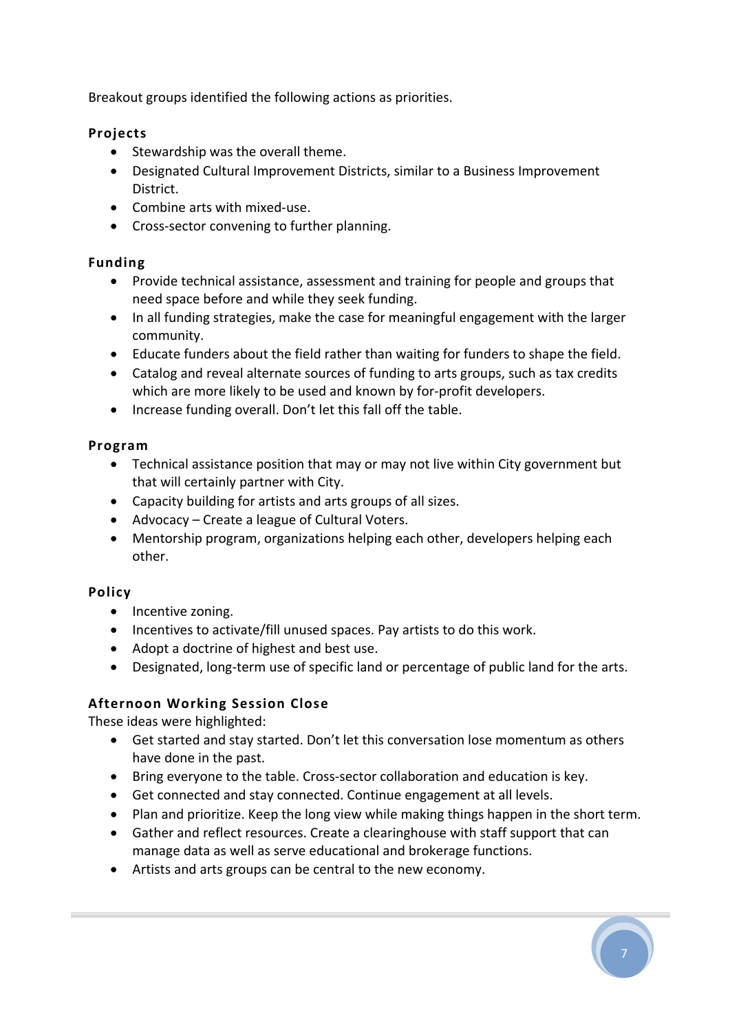Breakout groups identified the following actions as priorities.

### Projects

- Stewardship was the overall theme.
- Designated Cultural Improvement Districts, similar to a Business Improvement District.
- Combine arts with mixed-use.
- Cross-sector convening to further planning.

### Funding

- Provide technical assistance, assessment and training for people and groups that need space before and while they seek funding.
- In all funding strategies, make the case for meaningful engagement with the larger community.
- Educate funders about the field rather than waiting for funders to shape the field.
- Catalog and reveal alternate sources of funding to arts groups, such as tax credits which are more likely to be used and known by for-profit developers.
- Increase funding overall. Don't let this fall off the table.

### Program

- Technical assistance position that may or may not live within City government but that will certainly partner with City.
- Capacity building for artists and arts groups of all sizes.
- Advocacy – Create a league of Cultural Voters.
- Mentorship program, organizations helping each other, developers helping each other.

### Policy

- Incentive zoning.
- Incentives to activate/fill unused spaces. Pay artists to do this work.
- Adopt a doctrine of highest and best use.
- Designated, long-term use of specific land or percentage of public land for the arts.

### Afternoon Working Session Close

These ideas were highlighted:

- Get started and stay started. Don't let this conversation lose momentum as others have done in the past.
- Bring everyone to the table. Cross-sector collaboration and education is key.
- Get connected and stay connected. Continue engagement at all levels.
- Plan and prioritize. Keep the long view while making things happen in the short term.
- Gather and reflect resources. Create a clearinghouse with staff support that can manage data as well as serve educational and brokerage functions.
- Artists and arts groups can be central to the new economy.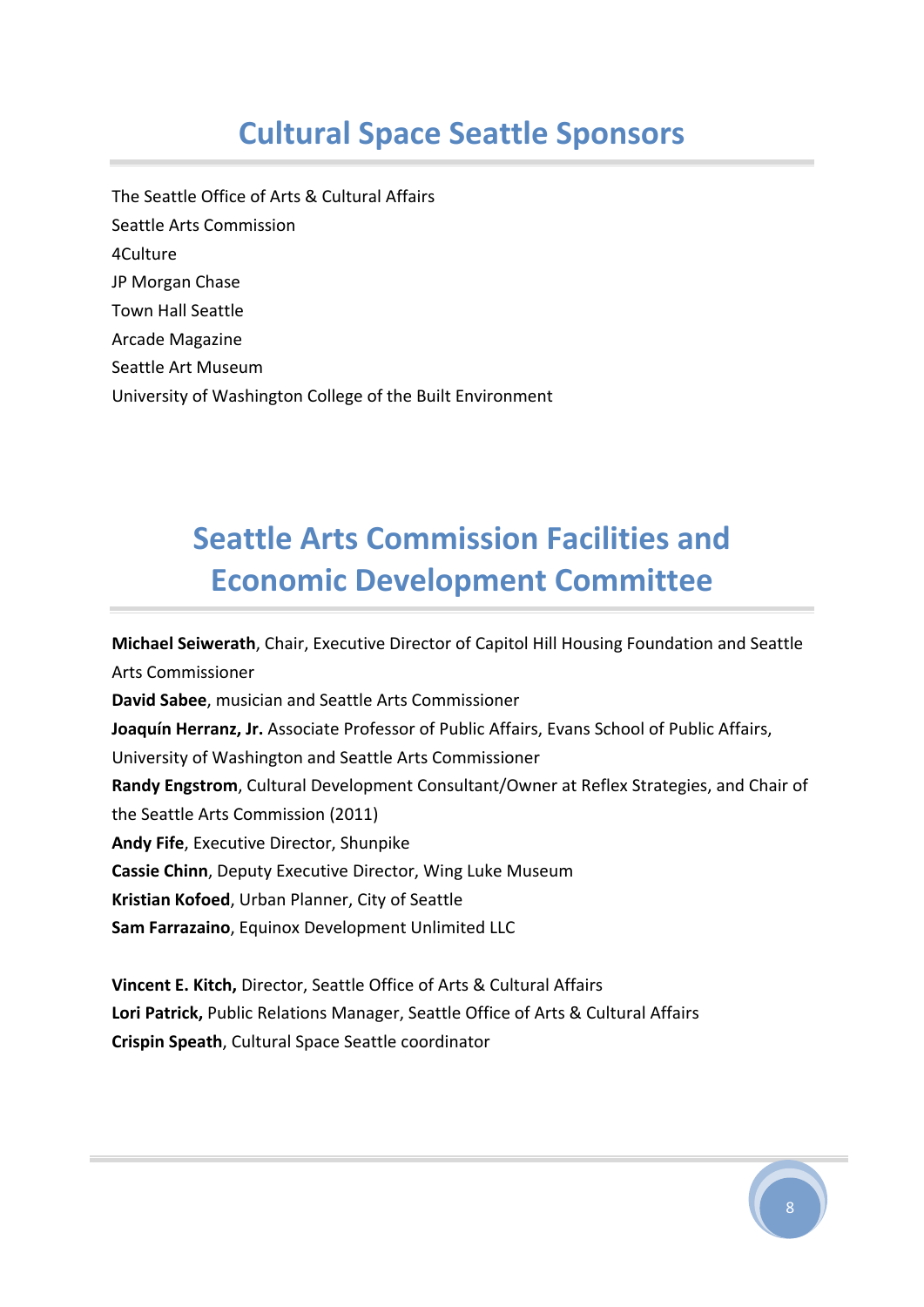# Cultural Space Seattle Sponsors

The Seattle Office of Arts & Cultural Affairs
Seattle Arts Commission
4Culture
JP Morgan Chase
Town Hall Seattle
Arcade Magazine
Seattle Art Museum
University of Washington College of the Built Environment

# Seattle Arts Commission Facilities and Economic Development Committee

**Michael Seiwerath**, Chair, Executive Director of Capitol Hill Housing Foundation and Seattle Arts Commissioner
**David Sabee**, musician and Seattle Arts Commissioner
**Joaquín Herranz, Jr.** Associate Professor of Public Affairs, Evans School of Public Affairs, University of Washington and Seattle Arts Commissioner
**Randy Engstrom**, Cultural Development Consultant/Owner at Reflex Strategies, and Chair of the Seattle Arts Commission (2011)
**Andy Fife**, Executive Director, Shunpike
**Cassie Chinn**, Deputy Executive Director, Wing Luke Museum
**Kristian Kofoed**, Urban Planner, City of Seattle
**Sam Farrazaino**, Equinox Development Unlimited LLC

**Vincent E. Kitch,** Director, Seattle Office of Arts & Cultural Affairs
**Lori Patrick,** Public Relations Manager, Seattle Office of Arts & Cultural Affairs
**Crispin Speath**, Cultural Space Seattle coordinator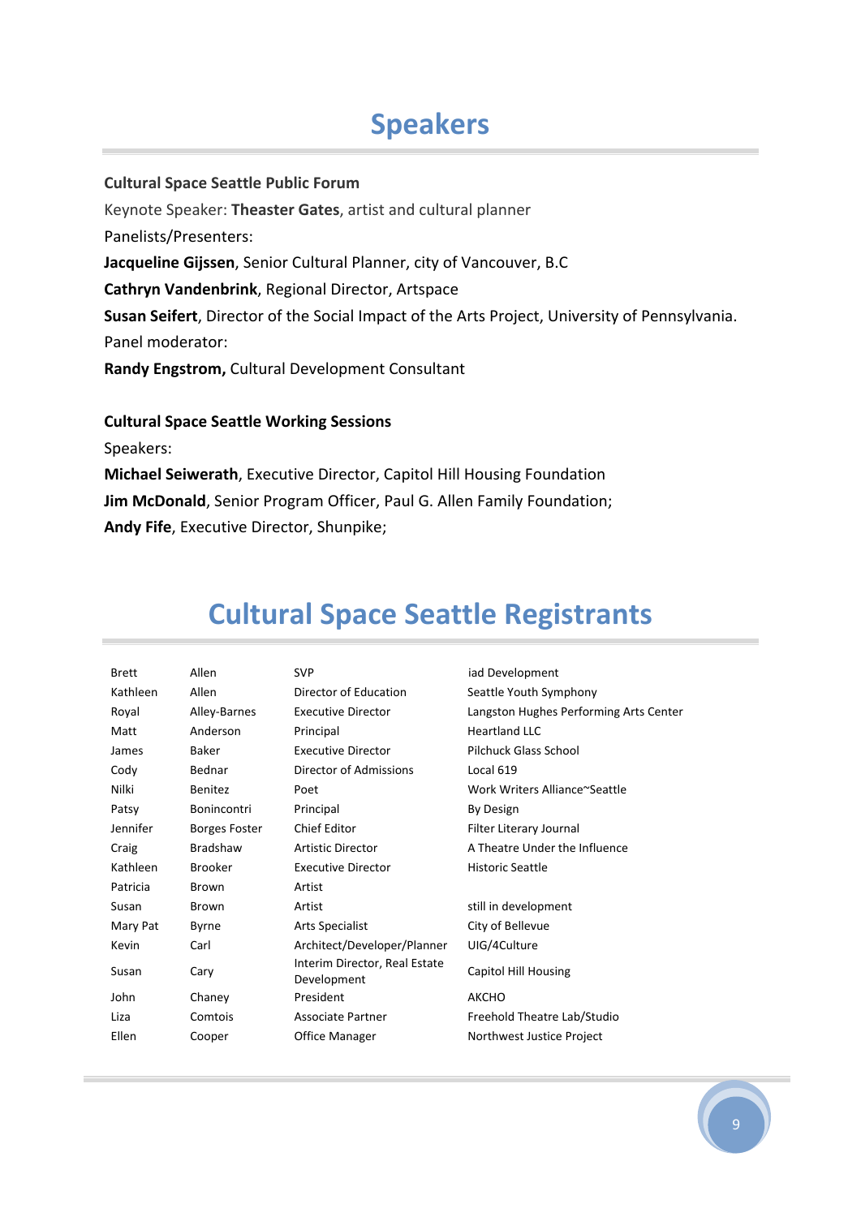# Speakers

**Cultural Space Seattle Public Forum**

Keynote Speaker: **Theaster Gates**, artist and cultural planner

Panelists/Presenters:

**Jacqueline Gijssen**, Senior Cultural Planner, city of Vancouver, B.C

**Cathryn Vandenbrink**, Regional Director, Artspace

**Susan Seifert**, Director of the Social Impact of the Arts Project, University of Pennsylvania.

Panel moderator:

**Randy Engstrom,** Cultural Development Consultant

**Cultural Space Seattle Working Sessions**

Speakers:

**Michael Seiwerath**, Executive Director, Capitol Hill Housing Foundation

**Jim McDonald**, Senior Program Officer, Paul G. Allen Family Foundation;

**Andy Fife**, Executive Director, Shunpike;

# Cultural Space Seattle Registrants

| | | | |
|---|---|---|---|
| Brett | Allen | SVP | iad Development |
| Kathleen | Allen | Director of Education | Seattle Youth Symphony |
| Royal | Alley-Barnes | Executive Director | Langston Hughes Performing Arts Center |
| Matt | Anderson | Principal | Heartland LLC |
| James | Baker | Executive Director | Pilchuck Glass School |
| Cody | Bednar | Director of Admissions | Local 619 |
| Nilki | Benitez | Poet | Work Writers Alliance~Seattle |
| Patsy | Bonincontri | Principal | By Design |
| Jennifer | Borges Foster | Chief Editor | Filter Literary Journal |
| Craig | Bradshaw | Artistic Director | A Theatre Under the Influence |
| Kathleen | Brooker | Executive Director | Historic Seattle |
| Patricia | Brown | Artist | |
| Susan | Brown | Artist | still in development |
| Mary Pat | Byrne | Arts Specialist | City of Bellevue |
| Kevin | Carl | Architect/Developer/Planner | UIG/4Culture |
| Susan | Cary | Interim Director, Real Estate Development | Capitol Hill Housing |
| John | Chaney | President | AKCHO |
| Liza | Comtois | Associate Partner | Freehold Theatre Lab/Studio |
| Ellen | Cooper | Office Manager | Northwest Justice Project |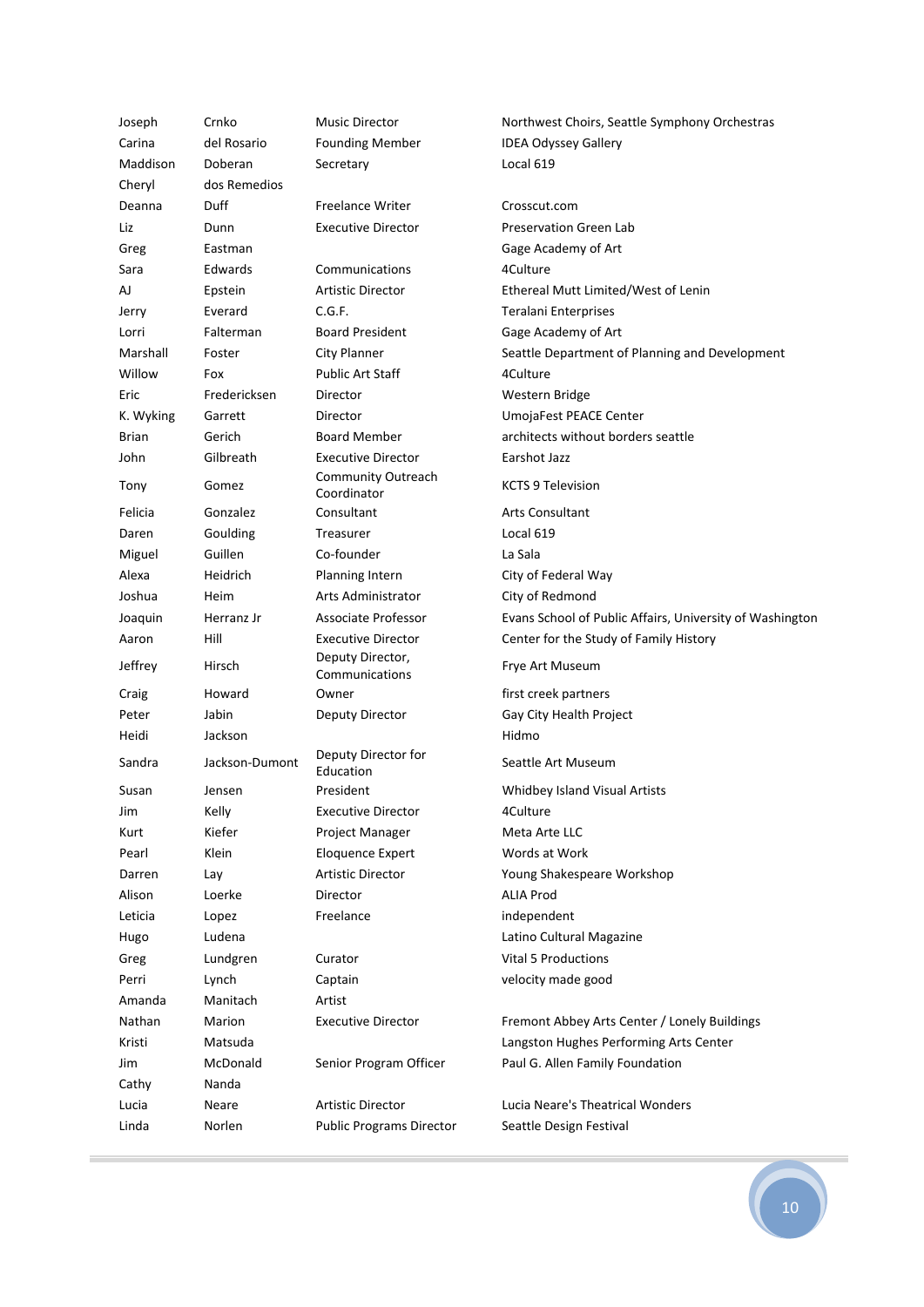| | | | |
|---|---|---|---|
| Joseph | Crnko | Music Director | Northwest Choirs, Seattle Symphony Orchestras |
| Carina | del Rosario | Founding Member | IDEA Odyssey Gallery |
| Maddison | Doberan | Secretary | Local 619 |
| Cheryl | dos Remedios | | |
| Deanna | Duff | Freelance Writer | Crosscut.com |
| Liz | Dunn | Executive Director | Preservation Green Lab |
| Greg | Eastman | | Gage Academy of Art |
| Sara | Edwards | Communications | 4Culture |
| AJ | Epstein | Artistic Director | Ethereal Mutt Limited/West of Lenin |
| Jerry | Everard | C.G.F. | Teralani Enterprises |
| Lorri | Falterman | Board President | Gage Academy of Art |
| Marshall | Foster | City Planner | Seattle Department of Planning and Development |
| Willow | Fox | Public Art Staff | 4Culture |
| Eric | Fredericksen | Director | Western Bridge |
| K. Wyking | Garrett | Director | UmojaFest PEACE Center |
| Brian | Gerich | Board Member | architects without borders seattle |
| John | Gilbreath | Executive Director | Earshot Jazz |
| Tony | Gomez | Community Outreach Coordinator | KCTS 9 Television |
| Felicia | Gonzalez | Consultant | Arts Consultant |
| Daren | Goulding | Treasurer | Local 619 |
| Miguel | Guillen | Co-founder | La Sala |
| Alexa | Heidrich | Planning Intern | City of Federal Way |
| Joshua | Heim | Arts Administrator | City of Redmond |
| Joaquin | Herranz Jr | Associate Professor | Evans School of Public Affairs, University of Washington |
| Aaron | Hill | Executive Director | Center for the Study of Family History |
| Jeffrey | Hirsch | Deputy Director, Communications | Frye Art Museum |
| Craig | Howard | Owner | first creek partners |
| Peter | Jabin | Deputy Director | Gay City Health Project |
| Heidi | Jackson | | Hidmo |
| Sandra | Jackson-Dumont | Deputy Director for Education | Seattle Art Museum |
| Susan | Jensen | President | Whidbey Island Visual Artists |
| Jim | Kelly | Executive Director | 4Culture |
| Kurt | Kiefer | Project Manager | Meta Arte LLC |
| Pearl | Klein | Eloquence Expert | Words at Work |
| Darren | Lay | Artistic Director | Young Shakespeare Workshop |
| Alison | Loerke | Director | ALIA Prod |
| Leticia | Lopez | Freelance | independent |
| Hugo | Ludena | | Latino Cultural Magazine |
| Greg | Lundgren | Curator | Vital 5 Productions |
| Perri | Lynch | Captain | velocity made good |
| Amanda | Manitach | Artist | |
| Nathan | Marion | Executive Director | Fremont Abbey Arts Center / Lonely Buildings |
| Kristi | Matsuda | | Langston Hughes Performing Arts Center |
| Jim | McDonald | Senior Program Officer | Paul G. Allen Family Foundation |
| Cathy | Nanda | | |
| Lucia | Neare | Artistic Director | Lucia Neare's Theatrical Wonders |
| Linda | Norlen | Public Programs Director | Seattle Design Festival |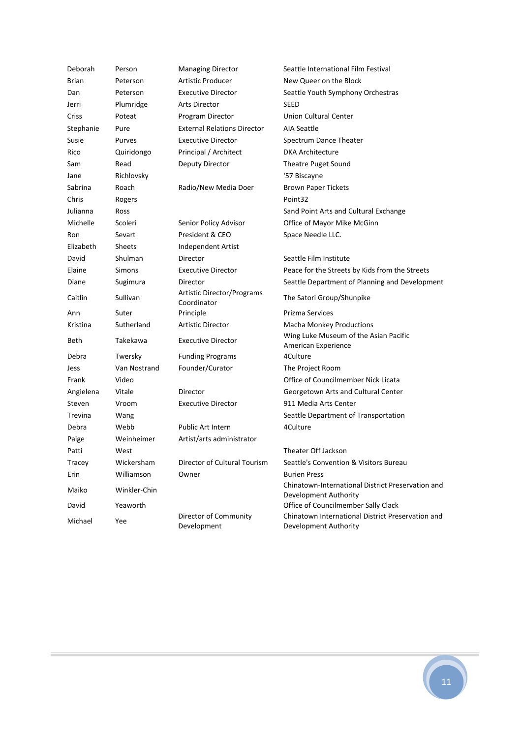| | | | |
|---|---|---|---|
| Deborah | Person | Managing Director | Seattle International Film Festival |
| Brian | Peterson | Artistic Producer | New Queer on the Block |
| Dan | Peterson | Executive Director | Seattle Youth Symphony Orchestras |
| Jerri | Plumridge | Arts Director | SEED |
| Criss | Poteat | Program Director | Union Cultural Center |
| Stephanie | Pure | External Relations Director | AIA Seattle |
| Susie | Purves | Executive Director | Spectrum Dance Theater |
| Rico | Quiridongo | Principal / Architect | DKA Architecture |
| Sam | Read | Deputy Director | Theatre Puget Sound |
| Jane | Richlovsky | | '57 Biscayne |
| Sabrina | Roach | Radio/New Media Doer | Brown Paper Tickets |
| Chris | Rogers | | Point32 |
| Julianna | Ross | | Sand Point Arts and Cultural Exchange |
| Michelle | Scoleri | Senior Policy Advisor | Office of Mayor Mike McGinn |
| Ron | Sevart | President & CEO | Space Needle LLC. |
| Elizabeth | Sheets | Independent Artist | |
| David | Shulman | Director | Seattle Film Institute |
| Elaine | Simons | Executive Director | Peace for the Streets by Kids from the Streets |
| Diane | Sugimura | Director | Seattle Department of Planning and Development |
| Caitlin | Sullivan | Artistic Director/Programs Coordinator | The Satori Group/Shunpike |
| Ann | Suter | Principle | Prizma Services |
| Kristina | Sutherland | Artistic Director | Macha Monkey Productions |
| Beth | Takekawa | Executive Director | Wing Luke Museum of the Asian Pacific American Experience |
| Debra | Twersky | Funding Programs | 4Culture |
| Jess | Van Nostrand | Founder/Curator | The Project Room |
| Frank | Video | | Office of Councilmember Nick Licata |
| Angielena | Vitale | Director | Georgetown Arts and Cultural Center |
| Steven | Vroom | Executive Director | 911 Media Arts Center |
| Trevina | Wang | | Seattle Department of Transportation |
| Debra | Webb | Public Art Intern | 4Culture |
| Paige | Weinheimer | Artist/arts administrator | |
| Patti | West | | Theater Off Jackson |
| Tracey | Wickersham | Director of Cultural Tourism | Seattle's Convention & Visitors Bureau |
| Erin | Williamson | Owner | Burien Press |
| Maiko | Winkler-Chin | | Chinatown-International District Preservation and Development Authority |
| David | Yeaworth | | Office of Councilmember Sally Clack |
| Michael | Yee | Director of Community Development | Chinatown International District Preservation and Development Authority |